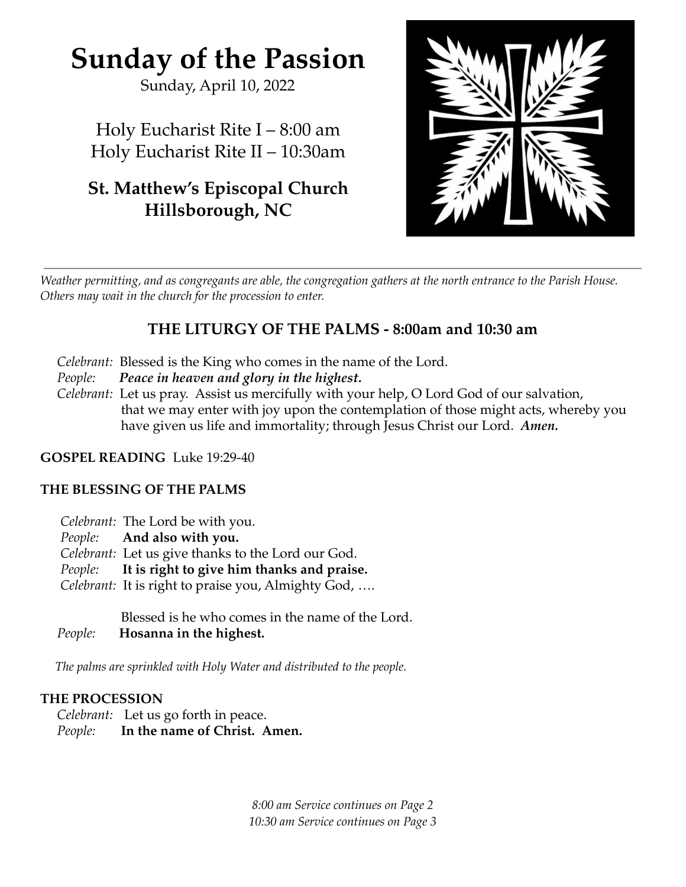# Sunday of the Passion

Sunday, April 10, 2022

Holy Eucharist Rite I – 8:00 am
Holy Eucharist Rite II – 10:30am

**St. Matthew's Episcopal Church**
**Hillsborough, NC**

---

*Weather permitting, and as congregants are able, the congregation gathers at the north entrance to the Parish House. Others may wait in the church for the procession to enter.*

## THE LITURGY OF THE PALMS - 8:00am and 10:30 am

*Celebrant:* Blessed is the King who comes in the name of the Lord.
*People:* ***Peace in heaven and glory in the highest.***
*Celebrant:* Let us pray. Assist us mercifully with your help, O Lord God of our salvation, that we may enter with joy upon the contemplation of those might acts, whereby you have given us life and immortality; through Jesus Christ our Lord. ***Amen.***

**GOSPEL READING** Luke 19:29-40

**THE BLESSING OF THE PALMS**

*Celebrant:* The Lord be with you.
*People:* **And also with you.**
*Celebrant:* Let us give thanks to the Lord our God.
*People:* **It is right to give him thanks and praise.**
*Celebrant:* It is right to praise you, Almighty God, ….

Blessed is he who comes in the name of the Lord.
*People:* **Hosanna in the highest.**

*The palms are sprinkled with Holy Water and distributed to the people.*

**THE PROCESSION**
*Celebrant:* Let us go forth in peace.
*People:* **In the name of Christ. Amen.**

*8:00 am Service continues on Page 2*
*10:30 am Service continues on Page 3*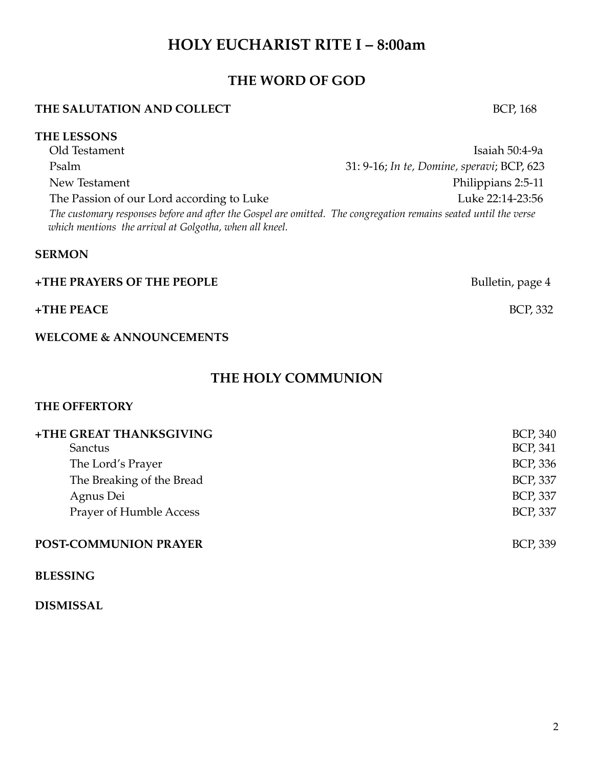# HOLY EUCHARIST RITE I – 8:00am

## THE WORD OF GOD

**THE SALUTATION AND COLLECT** BCP, 168

**THE LESSONS**

| | |
|---|---|
| Old Testament | Isaiah 50:4-9a |
| Psalm | 31: 9-16; *In te, Domine, speravi*; BCP, 623 |
| New Testament | Philippians 2:5-11 |
| The Passion of our Lord according to Luke | Luke 22:14-23:56 |

*The customary responses before and after the Gospel are omitted. The congregation remains seated until the verse which mentions the arrival at Golgotha, when all kneel.*

**SERMON**

**+THE PRAYERS OF THE PEOPLE** Bulletin, page 4

**+THE PEACE** BCP, 332

**WELCOME & ANNOUNCEMENTS**

## THE HOLY COMMUNION

**THE OFFERTORY**

**+THE GREAT THANKSGIVING** BCP, 340

| | |
|---|---|
| Sanctus | BCP, 341 |
| The Lord's Prayer | BCP, 336 |
| The Breaking of the Bread | BCP, 337 |
| Agnus Dei | BCP, 337 |
| Prayer of Humble Access | BCP, 337 |

**POST-COMMUNION PRAYER** BCP, 339

**BLESSING**

**DISMISSAL**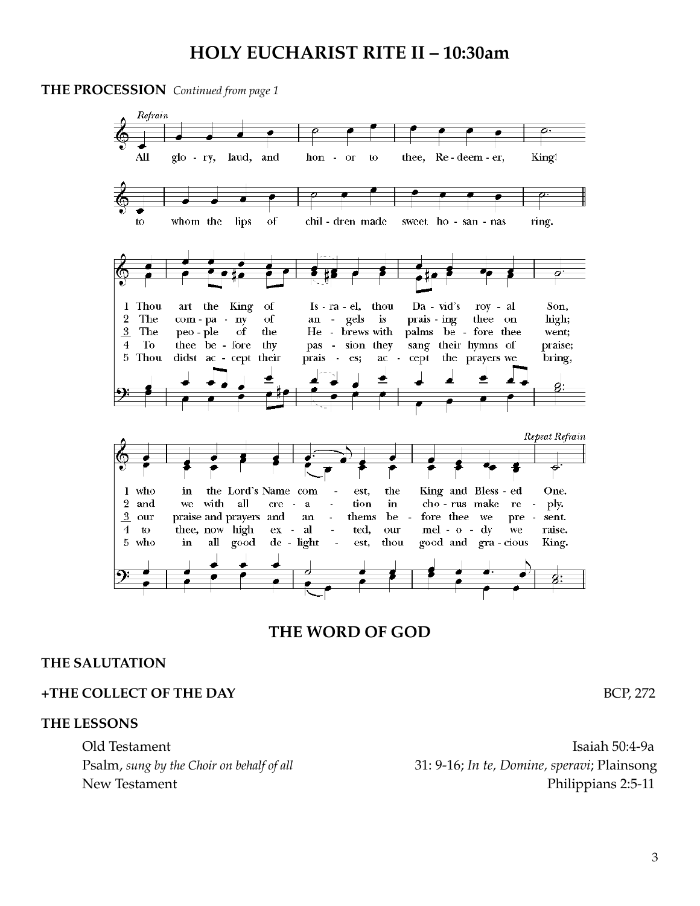# HOLY EUCHARIST RITE II – 10:30am

**THE PROCESSION** *Continued from page 1*

*Refrain*

All glo - ry, laud, and hon - or to thee, Re - deem - er, King!
to whom the lips of chil - dren made sweet ho - san - nas ring.

1 Thou art the King of Is - ra - el, thou Da - vid's roy - al Son,
who in the Lord's Name com - est, the King and Bless - ed One.

2 The com - pa - ny of an - gels is prais - ing thee on high;
and we with all cre - a - tion in cho - rus make re - ply.

3 The peo - ple of the He - brews with palms be - fore thee went;
our praise and prayers and an - thems be - fore thee we pre - sent.

4 To thee be - fore thy pas - sion they sang their hymns of praise;
to thee, now high ex - al - ted, our mel - o - dy we raise.

5 Thou didst ac - cept their prais - es; ac - cept the prayers we bring,
who in all good de - light - est, thou good and gra - cious King.

*Repeat Refrain*

## THE WORD OF GOD

**THE SALUTATION**

**+THE COLLECT OF THE DAY** BCP, 272

**THE LESSONS**

Old Testament — Isaiah 50:4-9a

Psalm, *sung by the Choir on behalf of all* — 31: 9-16; *In te, Domine, speravi*; Plainsong

New Testament — Philippians 2:5-11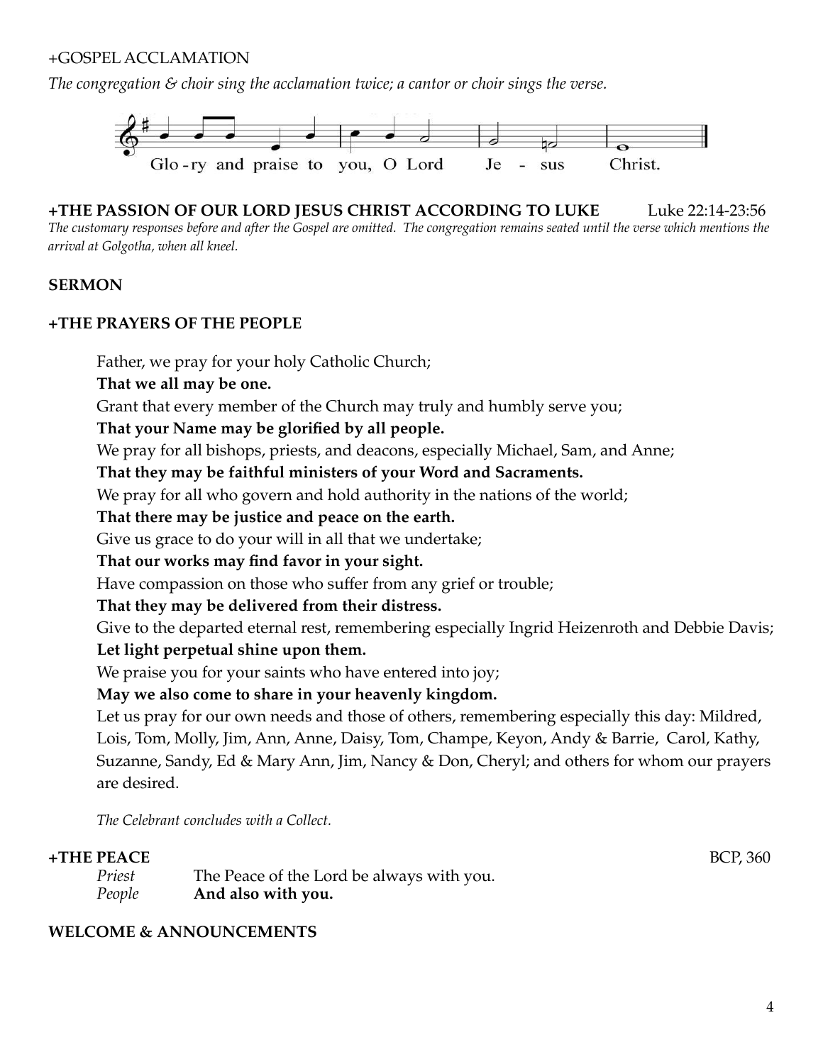+GOSPEL ACCLAMATION

*The congregation & choir sing the acclamation twice; a cantor or choir sings the verse.*

Glo-ry and praise to you, O Lord Je - sus Christ.

**+THE PASSION OF OUR LORD JESUS CHRIST ACCORDING TO LUKE** Luke 22:14-23:56

*The customary responses before and after the Gospel are omitted. The congregation remains seated until the verse which mentions the arrival at Golgotha, when all kneel.*

**SERMON**

**+THE PRAYERS OF THE PEOPLE**

Father, we pray for your holy Catholic Church;
**That we all may be one.**
Grant that every member of the Church may truly and humbly serve you;
**That your Name may be glorified by all people.**
We pray for all bishops, priests, and deacons, especially Michael, Sam, and Anne;
**That they may be faithful ministers of your Word and Sacraments.**
We pray for all who govern and hold authority in the nations of the world;
**That there may be justice and peace on the earth.**
Give us grace to do your will in all that we undertake;
**That our works may find favor in your sight.**
Have compassion on those who suffer from any grief or trouble;
**That they may be delivered from their distress.**
Give to the departed eternal rest, remembering especially Ingrid Heizenroth and Debbie Davis;
**Let light perpetual shine upon them.**
We praise you for your saints who have entered into joy;
**May we also come to share in your heavenly kingdom.**
Let us pray for our own needs and those of others, remembering especially this day: Mildred, Lois, Tom, Molly, Jim, Ann, Anne, Daisy, Tom, Champe, Keyon, Andy & Barrie, Carol, Kathy, Suzanne, Sandy, Ed & Mary Ann, Jim, Nancy & Don, Cheryl; and others for whom our prayers are desired.

*The Celebrant concludes with a Collect.*

**+THE PEACE** BCP, 360

*Priest* The Peace of the Lord be always with you.
*People* **And also with you.**

**WELCOME & ANNOUNCEMENTS**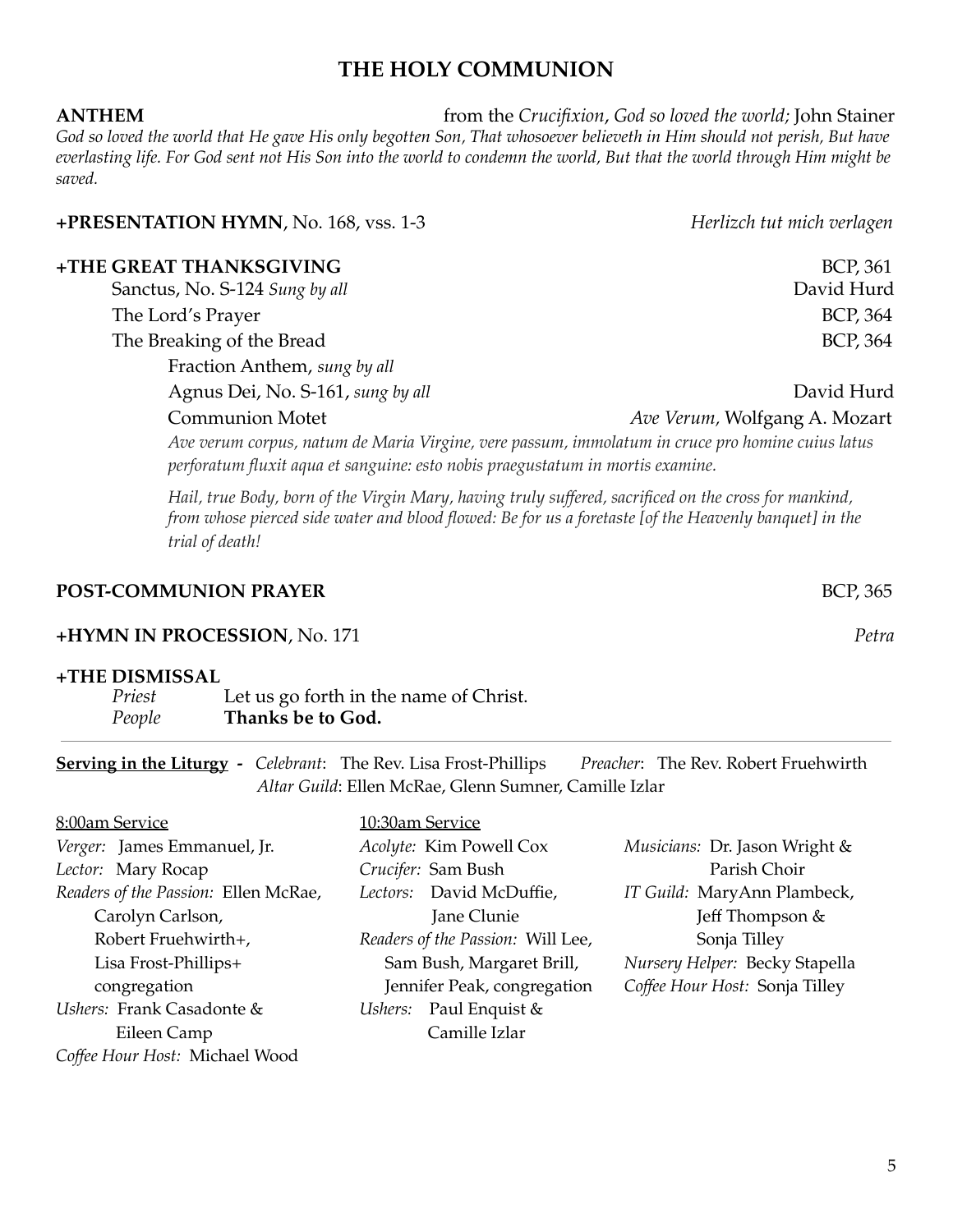# THE HOLY COMMUNION

**ANTHEM** from the *Crucifixion*, *God so loved the world;* John Stainer

*God so loved the world that He gave His only begotten Son, That whosoever believeth in Him should not perish, But have everlasting life. For God sent not His Son into the world to condemn the world, But that the world through Him might be saved.*

**+PRESENTATION HYMN**, No. 168, vss. 1-3 *Herlizch tut mich verlagen*

**+THE GREAT THANKSGIVING** BCP, 361

Sanctus, No. S-124 *Sung by all* David Hurd

The Lord's Prayer BCP, 364

The Breaking of the Bread BCP, 364

Fraction Anthem, *sung by all*

Agnus Dei, No. S-161, *sung by all* David Hurd

Communion Motet *Ave Verum*, Wolfgang A. Mozart

*Ave verum corpus, natum de Maria Virgine, vere passum, immolatum in cruce pro homine cuius latus perforatum fluxit aqua et sanguine: esto nobis praegustatum in mortis examine.*

*Hail, true Body, born of the Virgin Mary, having truly suffered, sacrificed on the cross for mankind, from whose pierced side water and blood flowed: Be for us a foretaste [of the Heavenly banquet] in the trial of death!*

**POST-COMMUNION PRAYER** BCP, 365

**+HYMN IN PROCESSION**, No. 171 *Petra*

**+THE DISMISSAL**

*Priest* Let us go forth in the name of Christ.
*People* **Thanks be to God.**

---

**Serving in the Liturgy** - *Celebrant*: The Rev. Lisa Frost-Phillips *Preacher*: The Rev. Robert Fruehwirth
*Altar Guild*: Ellen McRae, Glenn Sumner, Camille Izlar

8:00am Service

*Verger:* James Emmanuel, Jr.
*Lector:* Mary Rocap
*Readers of the Passion:* Ellen McRae, Carolyn Carlson, Robert Fruehwirth+, Lisa Frost-Phillips+ congregation
*Ushers:* Frank Casadonte & Eileen Camp
*Coffee Hour Host:* Michael Wood

10:30am Service

*Acolyte:* Kim Powell Cox
*Crucifer:* Sam Bush
*Lectors:* David McDuffie, Jane Clunie
*Readers of the Passion:* Will Lee, Sam Bush, Margaret Brill, Jennifer Peak, congregation
*Ushers:* Paul Enquist & Camille Izlar
*Musicians:* Dr. Jason Wright & Parish Choir
*IT Guild:* MaryAnn Plambeck, Jeff Thompson & Sonja Tilley
*Nursery Helper:* Becky Stapella
*Coffee Hour Host:* Sonja Tilley